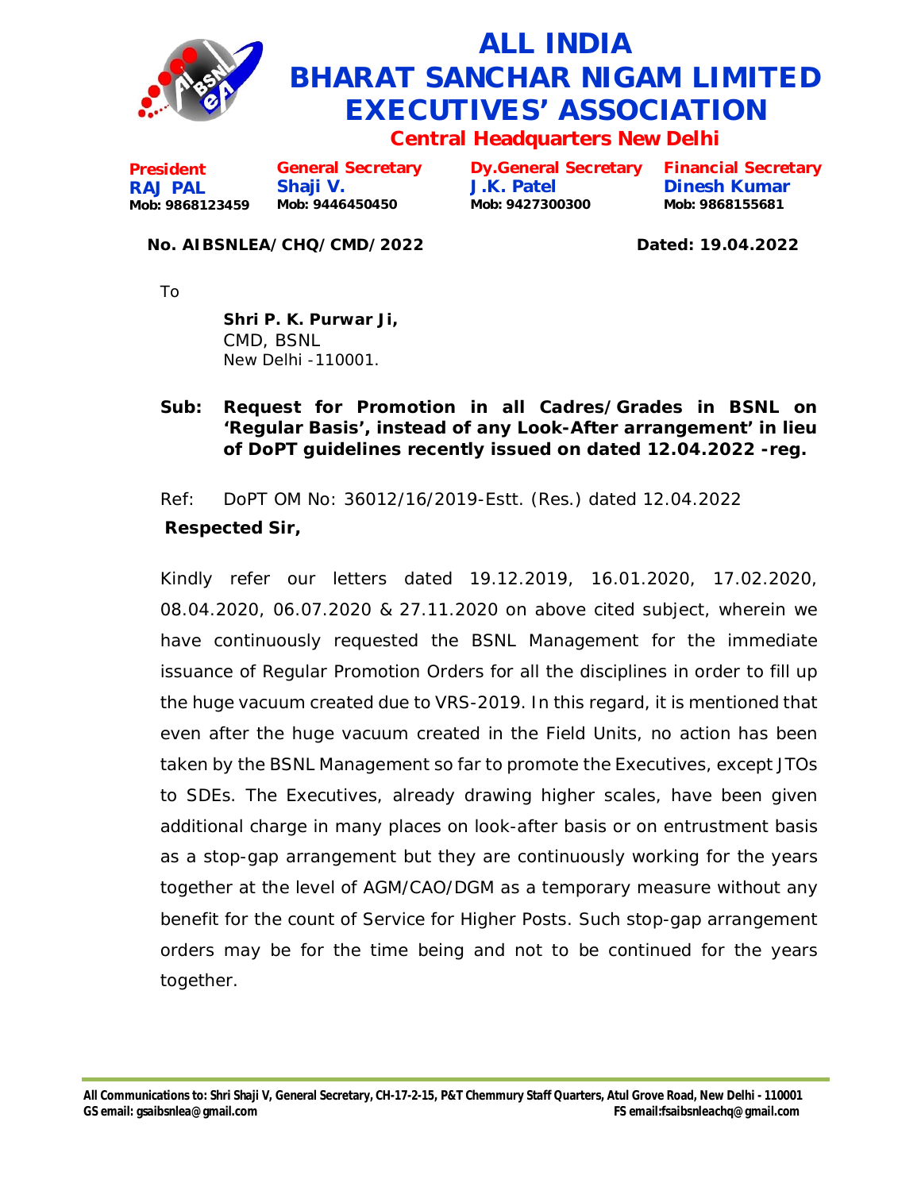# ALL INDIA BHARAT SANCHAR NIGAM LIMITED EXECUTIVES' ASSOCIATION

## Central Headquarters New Delhi

| President | General Secretary | Dy.General Secretary | Financial Secretary |
|---|---|---|---|
| **RAJ PAL** | **Shaji V.** | **J.K. Patel** | **Dinesh Kumar** |
| Mob: 9868123459 | Mob: 9446450450 | Mob: 9427300300 | Mob: 9868155681 |

**No. AIBSNLEA/CHQ/CMD/2022** **Dated: 19.04.2022**

To

**Shri P. K. Purwar Ji,**
CMD, BSNL
New Delhi -110001.

**Sub: Request for Promotion in all Cadres/Grades in BSNL on 'Regular Basis', instead of any Look-After arrangement' in lieu of DoPT guidelines recently issued on dated 12.04.2022 -reg.**

Ref: DoPT OM No: 36012/16/2019-Estt. (Res.) dated 12.04.2022

**Respected Sir,**

Kindly refer our letters dated 19.12.2019, 16.01.2020, 17.02.2020, 08.04.2020, 06.07.2020 & 27.11.2020 on above cited subject, wherein we have continuously requested the BSNL Management for the immediate issuance of Regular Promotion Orders for all the disciplines in order to fill up the huge vacuum created due to VRS-2019. In this regard, it is mentioned that even after the huge vacuum created in the Field Units, no action has been taken by the BSNL Management so far to promote the Executives, except JTOs to SDEs. The Executives, already drawing higher scales, have been given additional charge in many places on look-after basis or on entrustment basis as a stop-gap arrangement but they are continuously working for the years together at the level of AGM/CAO/DGM as a temporary measure without any benefit for the count of Service for Higher Posts. Such stop-gap arrangement orders may be for the time being and not to be continued for the years together.

All Communications to: Shri Shaji V, General Secretary, CH-17-2-15, P&T Chemmury Staff Quarters, Atul Grove Road, New Delhi - 110001
GS email: gsaibsnlea@gmail.com FS email:fsaibsnleachq@gmail.com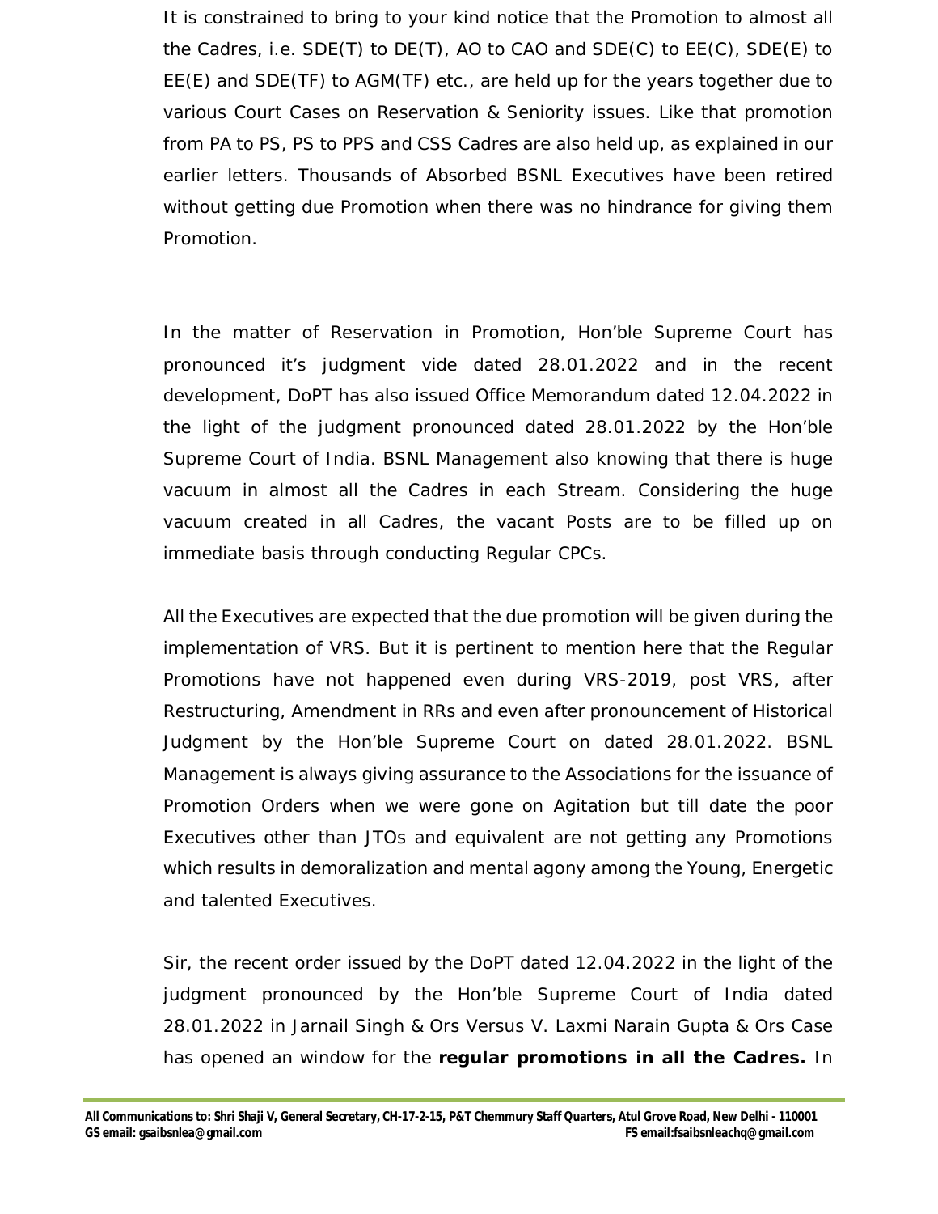It is constrained to bring to your kind notice that the Promotion to almost all the Cadres, i.e. SDE(T) to DE(T), AO to CAO and SDE(C) to EE(C), SDE(E) to EE(E) and SDE(TF) to AGM(TF) etc., are held up for the years together due to various Court Cases on Reservation & Seniority issues. Like that promotion from PA to PS, PS to PPS and CSS Cadres are also held up, as explained in our earlier letters. Thousands of Absorbed BSNL Executives have been retired without getting due Promotion when there was no hindrance for giving them Promotion.

In the matter of Reservation in Promotion, Hon'ble Supreme Court has pronounced it's judgment vide dated 28.01.2022 and in the recent development, DoPT has also issued Office Memorandum dated 12.04.2022 in the light of the judgment pronounced dated 28.01.2022 by the Hon'ble Supreme Court of India. BSNL Management also knowing that there is huge vacuum in almost all the Cadres in each Stream. Considering the huge vacuum created in all Cadres, the vacant Posts are to be filled up on immediate basis through conducting Regular CPCs.

All the Executives are expected that the due promotion will be given during the implementation of VRS. But it is pertinent to mention here that the Regular Promotions have not happened even during VRS-2019, post VRS, after Restructuring, Amendment in RRs and even after pronouncement of Historical Judgment by the Hon'ble Supreme Court on dated 28.01.2022. BSNL Management is always giving assurance to the Associations for the issuance of Promotion Orders when we were gone on Agitation but till date the poor Executives other than JTOs and equivalent are not getting any Promotions which results in demoralization and mental agony among the Young, Energetic and talented Executives.

Sir, the recent order issued by the DoPT dated 12.04.2022 in the light of the judgment pronounced by the Hon'ble Supreme Court of India dated 28.01.2022 in Jarnail Singh & Ors Versus V. Laxmi Narain Gupta & Ors Case has opened an window for the **regular promotions in all the Cadres.** In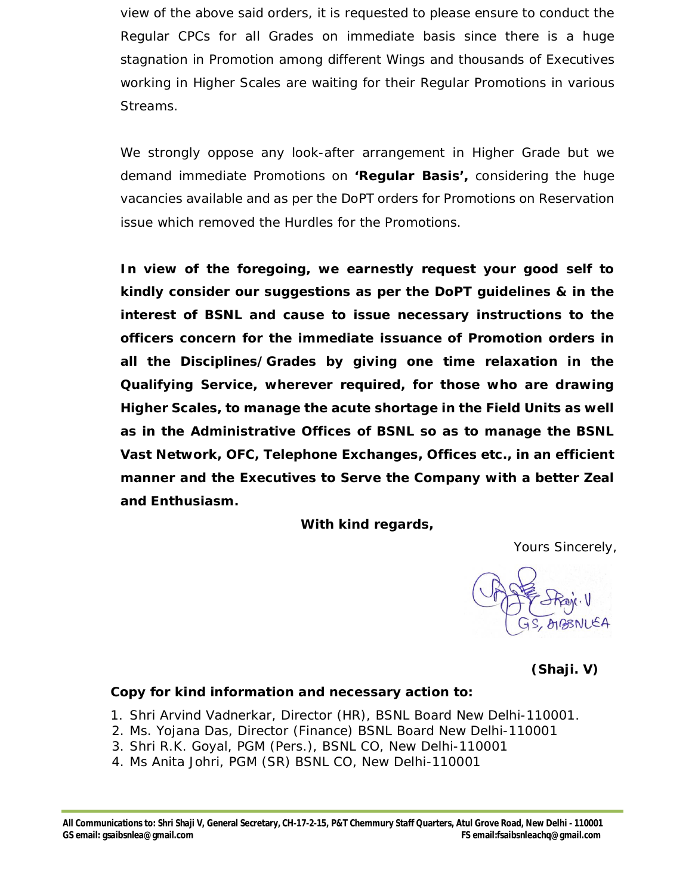view of the above said orders, it is requested to please ensure to conduct the Regular CPCs for all Grades on immediate basis since there is a huge stagnation in Promotion among different Wings and thousands of Executives working in Higher Scales are waiting for their Regular Promotions in various Streams.

We strongly oppose any look-after arrangement in Higher Grade but we demand immediate Promotions on **'Regular Basis',** considering the huge vacancies available and as per the DoPT orders for Promotions on Reservation issue which removed the Hurdles for the Promotions.

**In view of the foregoing, we earnestly request your good self to kindly consider our suggestions as per the DoPT guidelines & in the interest of BSNL and cause to issue necessary instructions to the officers concern for the immediate issuance of Promotion orders in all the Disciplines/Grades by giving one time relaxation in the Qualifying Service, wherever required, for those who are drawing Higher Scales, to manage the acute shortage in the Field Units as well as in the Administrative Offices of BSNL so as to manage the BSNL Vast Network, OFC, Telephone Exchanges, Offices etc., in an efficient manner and the Executives to Serve the Company with a better Zeal and Enthusiasm.**

**With kind regards,**

Yours Sincerely,

Shaji. V
GS, AIBSNLEA

**(Shaji. V)**

**Copy for kind information and necessary action to:**

1. Shri Arvind Vadnerkar, Director (HR), BSNL Board New Delhi-110001.
2. Ms. Yojana Das, Director (Finance) BSNL Board New Delhi-110001
3. Shri R.K. Goyal, PGM (Pers.), BSNL CO, New Delhi-110001
4. Ms Anita Johri, PGM (SR) BSNL CO, New Delhi-110001

**All Communications to: Shri Shaji V, General Secretary, CH-17-2-15, P&T Chemmury Staff Quarters, Atul Grove Road, New Delhi - 110001**
**GS email: gsaibsnlea@gmail.com** **FS email:fsaibsnleachq@gmail.com**